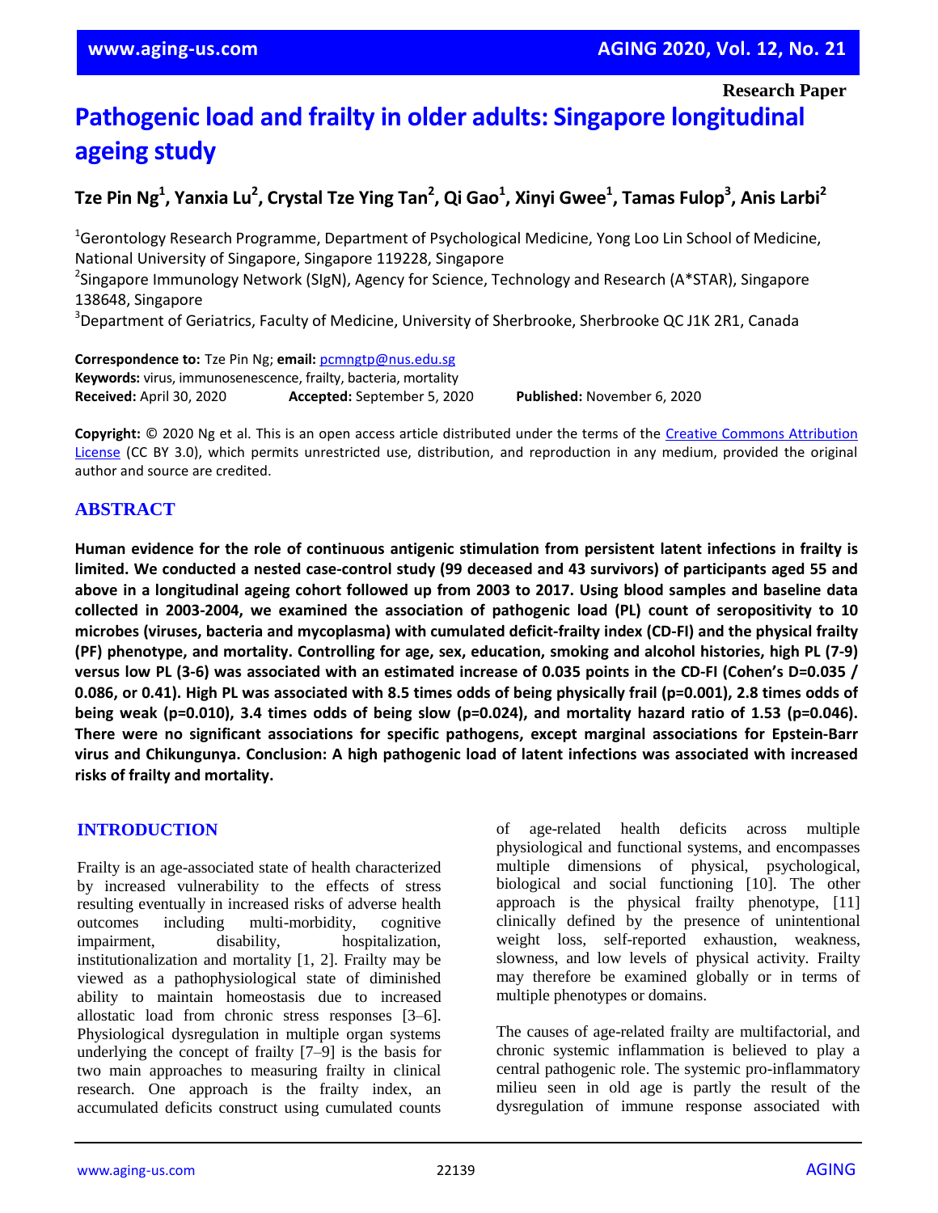Research Paper

# Pathogenic load and frailty in older adults: Singapore longitudinal ageing study

**Tze Pin Ng[1], Yanxia Lu[2], Crystal Tze Ying Tan[2], Qi Gao[1], Xinyi Gwee[1], Tamas Fulop[3], Anis Larbi[2]**

[1]Gerontology Research Programme, Department of Psychological Medicine, Yong Loo Lin School of Medicine, National University of Singapore, Singapore 119228, Singapore

[2]Singapore Immunology Network (SIgN), Agency for Science, Technology and Research (A*STAR), Singapore 138648, Singapore

[3]Department of Geriatrics, Faculty of Medicine, University of Sherbrooke, Sherbrooke QC J1K 2R1, Canada

**Correspondence to:** Tze Pin Ng; **email:** pcmngtp@nus.edu.sg
**Keywords:** virus, immunosenescence, frailty, bacteria, mortality
**Received:** April 30, 2020 **Accepted:** September 5, 2020 **Published:** November 6, 2020

**Copyright:** © 2020 Ng et al. This is an open access article distributed under the terms of the Creative Commons Attribution License (CC BY 3.0), which permits unrestricted use, distribution, and reproduction in any medium, provided the original author and source are credited.

## ABSTRACT

**Human evidence for the role of continuous antigenic stimulation from persistent latent infections in frailty is limited. We conducted a nested case-control study (99 deceased and 43 survivors) of participants aged 55 and above in a longitudinal ageing cohort followed up from 2003 to 2017. Using blood samples and baseline data collected in 2003-2004, we examined the association of pathogenic load (PL) count of seropositivity to 10 microbes (viruses, bacteria and mycoplasma) with cumulated deficit-frailty index (CD-FI) and the physical frailty (PF) phenotype, and mortality. Controlling for age, sex, education, smoking and alcohol histories, high PL (7-9) versus low PL (3-6) was associated with an estimated increase of 0.035 points in the CD-FI (Cohen's D=0.035 / 0.086, or 0.41). High PL was associated with 8.5 times odds of being physically frail (p=0.001), 2.8 times odds of being weak (p=0.010), 3.4 times odds of being slow (p=0.024), and mortality hazard ratio of 1.53 (p=0.046). There were no significant associations for specific pathogens, except marginal associations for Epstein-Barr virus and Chikungunya. Conclusion: A high pathogenic load of latent infections was associated with increased risks of frailty and mortality.**

## INTRODUCTION

Frailty is an age-associated state of health characterized by increased vulnerability to the effects of stress resulting eventually in increased risks of adverse health outcomes including multi-morbidity, cognitive impairment, disability, hospitalization, institutionalization and mortality [1, 2]. Frailty may be viewed as a pathophysiological state of diminished ability to maintain homeostasis due to increased allostatic load from chronic stress responses [3–6]. Physiological dysregulation in multiple organ systems underlying the concept of frailty [7–9] is the basis for two main approaches to measuring frailty in clinical research. One approach is the frailty index, an accumulated deficits construct using cumulated counts of age-related health deficits across multiple physiological and functional systems, and encompasses multiple dimensions of physical, psychological, biological and social functioning [10]. The other approach is the physical frailty phenotype, [11] clinically defined by the presence of unintentional weight loss, self-reported exhaustion, weakness, slowness, and low levels of physical activity. Frailty may therefore be examined globally or in terms of multiple phenotypes or domains.

The causes of age-related frailty are multifactorial, and chronic systemic inflammation is believed to play a central pathogenic role. The systemic pro-inflammatory milieu seen in old age is partly the result of the dysregulation of immune response associated with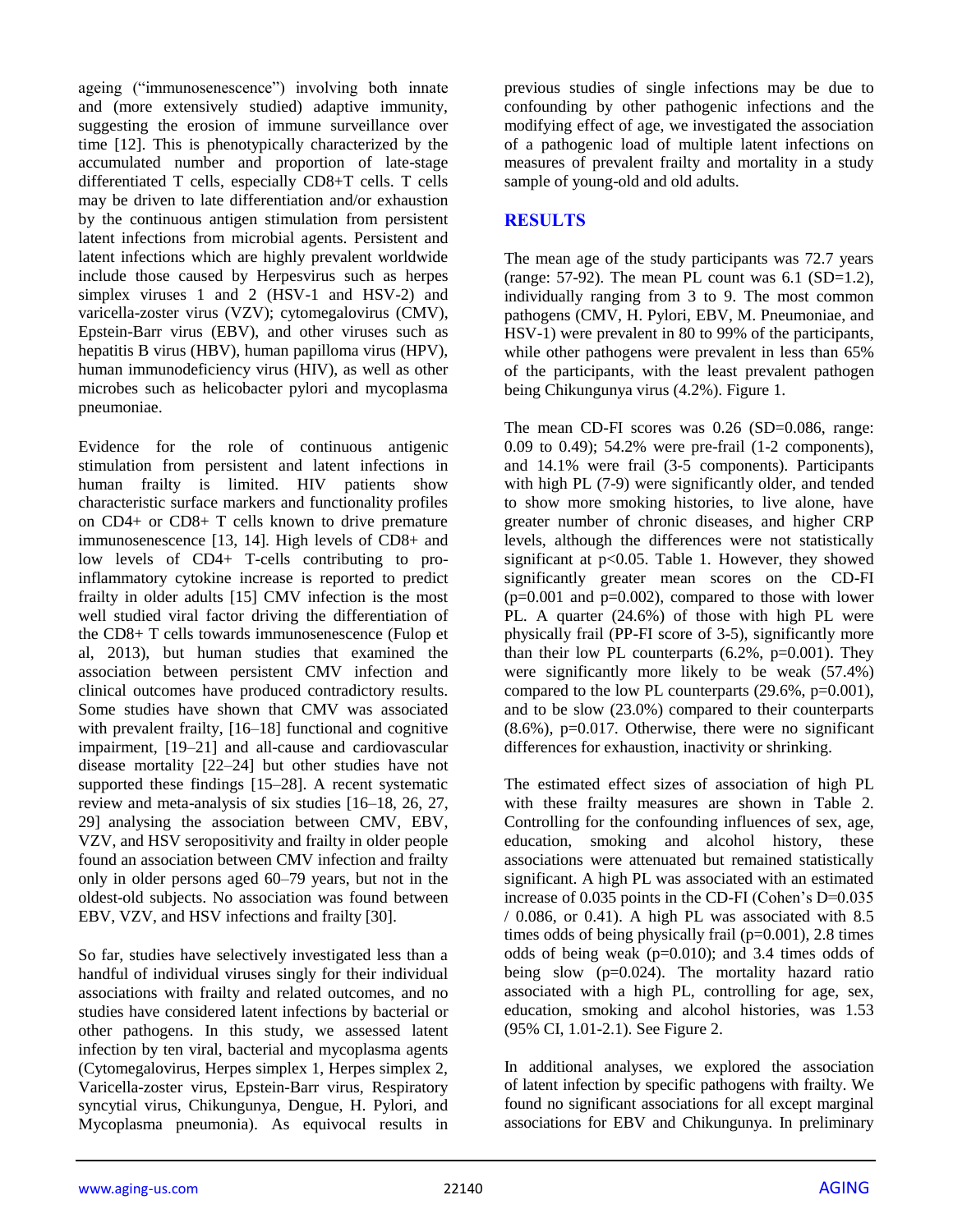ageing ("immunosenescence") involving both innate and (more extensively studied) adaptive immunity, suggesting the erosion of immune surveillance over time [12]. This is phenotypically characterized by the accumulated number and proportion of late-stage differentiated T cells, especially CD8+T cells. T cells may be driven to late differentiation and/or exhaustion by the continuous antigen stimulation from persistent latent infections from microbial agents. Persistent and latent infections which are highly prevalent worldwide include those caused by Herpesvirus such as herpes simplex viruses 1 and 2 (HSV-1 and HSV-2) and varicella-zoster virus (VZV); cytomegalovirus (CMV), Epstein-Barr virus (EBV), and other viruses such as hepatitis B virus (HBV), human papilloma virus (HPV), human immunodeficiency virus (HIV), as well as other microbes such as helicobacter pylori and mycoplasma pneumoniae.

Evidence for the role of continuous antigenic stimulation from persistent and latent infections in human frailty is limited. HIV patients show characteristic surface markers and functionality profiles on CD4+ or CD8+ T cells known to drive premature immunosenescence [13, 14]. High levels of CD8+ and low levels of CD4+ T-cells contributing to pro-inflammatory cytokine increase is reported to predict frailty in older adults [15] CMV infection is the most well studied viral factor driving the differentiation of the CD8+ T cells towards immunosenescence (Fulop et al, 2013), but human studies that examined the association between persistent CMV infection and clinical outcomes have produced contradictory results. Some studies have shown that CMV was associated with prevalent frailty, [16–18] functional and cognitive impairment, [19–21] and all-cause and cardiovascular disease mortality [22–24] but other studies have not supported these findings [15–28]. A recent systematic review and meta-analysis of six studies [16–18, 26, 27, 29] analysing the association between CMV, EBV, VZV, and HSV seropositivity and frailty in older people found an association between CMV infection and frailty only in older persons aged 60–79 years, but not in the oldest-old subjects. No association was found between EBV, VZV, and HSV infections and frailty [30].

So far, studies have selectively investigated less than a handful of individual viruses singly for their individual associations with frailty and related outcomes, and no studies have considered latent infections by bacterial or other pathogens. In this study, we assessed latent infection by ten viral, bacterial and mycoplasma agents (Cytomegalovirus, Herpes simplex 1, Herpes simplex 2, Varicella-zoster virus, Epstein-Barr virus, Respiratory syncytial virus, Chikungunya, Dengue, H. Pylori, and Mycoplasma pneumonia). As equivocal results in previous studies of single infections may be due to confounding by other pathogenic infections and the modifying effect of age, we investigated the association of a pathogenic load of multiple latent infections on measures of prevalent frailty and mortality in a study sample of young-old and old adults.

## RESULTS

The mean age of the study participants was 72.7 years (range: 57-92). The mean PL count was 6.1 (SD=1.2), individually ranging from 3 to 9. The most common pathogens (CMV, H. Pylori, EBV, M. Pneumoniae, and HSV-1) were prevalent in 80 to 99% of the participants, while other pathogens were prevalent in less than 65% of the participants, with the least prevalent pathogen being Chikungunya virus (4.2%). Figure 1.

The mean CD-FI scores was 0.26 (SD=0.086, range: 0.09 to 0.49); 54.2% were pre-frail (1-2 components), and 14.1% were frail (3-5 components). Participants with high PL (7-9) were significantly older, and tended to show more smoking histories, to live alone, have greater number of chronic diseases, and higher CRP levels, although the differences were not statistically significant at $p<0.05$. Table 1. However, they showed significantly greater mean scores on the CD-FI ($p=0.001$ and $p=0.002$), compared to those with lower PL. A quarter (24.6%) of those with high PL were physically frail (PP-FI score of 3-5), significantly more than their low PL counterparts (6.2%, $p=0.001$). They were significantly more likely to be weak (57.4%) compared to the low PL counterparts (29.6%, $p=0.001$), and to be slow (23.0%) compared to their counterparts (8.6%), $p=0.017$. Otherwise, there were no significant differences for exhaustion, inactivity or shrinking.

The estimated effect sizes of association of high PL with these frailty measures are shown in Table 2. Controlling for the confounding influences of sex, age, education, smoking and alcohol history, these associations were attenuated but remained statistically significant. A high PL was associated with an estimated increase of 0.035 points in the CD-FI (Cohen's D=0.035 / 0.086, or 0.41). A high PL was associated with 8.5 times odds of being physically frail ($p=0.001$), 2.8 times odds of being weak ($p=0.010$); and 3.4 times odds of being slow ($p=0.024$). The mortality hazard ratio associated with a high PL, controlling for age, sex, education, smoking and alcohol histories, was 1.53 (95% CI, 1.01-2.1). See Figure 2.

In additional analyses, we explored the association of latent infection by specific pathogens with frailty. We found no significant associations for all except marginal associations for EBV and Chikungunya. In preliminary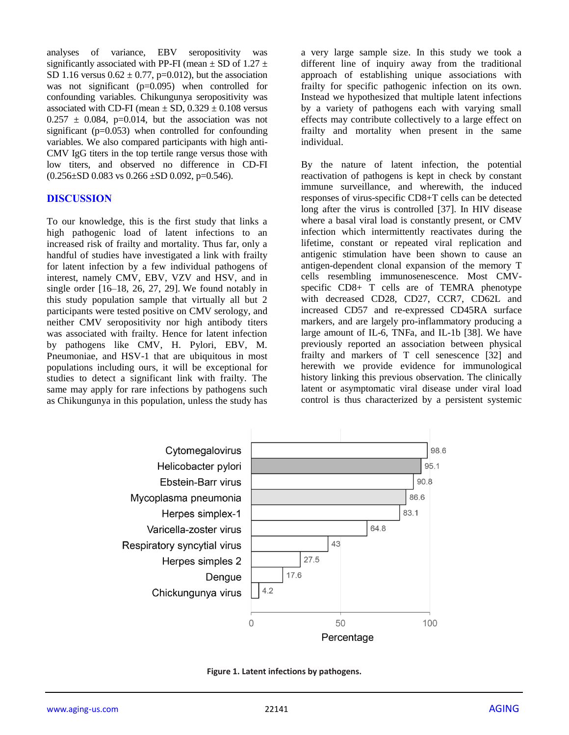analyses of variance, EBV seropositivity was significantly associated with PP-FI (mean ± SD of 1.27 ± SD 1.16 versus 0.62 ± 0.77, p=0.012), but the association was not significant (p=0.095) when controlled for confounding variables. Chikungunya seropositivity was associated with CD-FI (mean ± SD, 0.329 ± 0.108 versus 0.257 ± 0.084, p=0.014, but the association was not significant (p=0.053) when controlled for confounding variables. We also compared participants with high anti-CMV IgG titers in the top tertile range versus those with low titers, and observed no difference in CD-FI (0.256±SD 0.083 vs 0.266 ±SD 0.092, p=0.546).

## DISCUSSION

To our knowledge, this is the first study that links a high pathogenic load of latent infections to an increased risk of frailty and mortality. Thus far, only a handful of studies have investigated a link with frailty for latent infection by a few individual pathogens of interest, namely CMV, EBV, VZV and HSV, and in single order [16–18, 26, 27, 29]. We found notably in this study population sample that virtually all but 2 participants were tested positive on CMV serology, and neither CMV seropositivity nor high antibody titers was associated with frailty. Hence for latent infection by pathogens like CMV, H. Pylori, EBV, M. Pneumoniae, and HSV-1 that are ubiquitous in most populations including ours, it will be exceptional for studies to detect a significant link with frailty. The same may apply for rare infections by pathogens such as Chikungunya in this population, unless the study has a very large sample size. In this study we took a different line of inquiry away from the traditional approach of establishing unique associations with frailty for specific pathogenic infection on its own. Instead we hypothesized that multiple latent infections by a variety of pathogens each with varying small effects may contribute collectively to a large effect on frailty and mortality when present in the same individual.

By the nature of latent infection, the potential reactivation of pathogens is kept in check by constant immune surveillance, and wherewith, the induced responses of virus-specific CD8+T cells can be detected long after the virus is controlled [37]. In HIV disease where a basal viral load is constantly present, or CMV infection which intermittently reactivates during the lifetime, constant or repeated viral replication and antigenic stimulation have been shown to cause an antigen-dependent clonal expansion of the memory T cells resembling immunosenescence. Most CMV-specific CD8+ T cells are of TEMRA phenotype with decreased CD28, CD27, CCR7, CD62L and increased CD57 and re-expressed CD45RA surface markers, and are largely pro-inflammatory producing a large amount of IL-6, TNFa, and IL-1b [38]. We have previously reported an association between physical frailty and markers of T cell senescence [32] and herewith we provide evidence for immunological history linking this previous observation. The clinically latent or asymptomatic viral disease under viral load control is thus characterized by a persistent systemic

| Pathogen | Percentage |
|---|---|
| Cytomegalovirus | 98.6 |
| Helicobacter pylori | 95.1 |
| Ebstein-Barr virus | 90.8 |
| Mycoplasma pneumonia | 86.6 |
| Herpes simplex-1 | 83.1 |
| Varicella-zoster virus | 64.8 |
| Respiratory syncytial virus | 43 |
| Herpes simples 2 | 27.5 |
| Dengue | 17.6 |
| Chickungunya virus | 4.2 |

**Figure 1. Latent infections by pathogens.**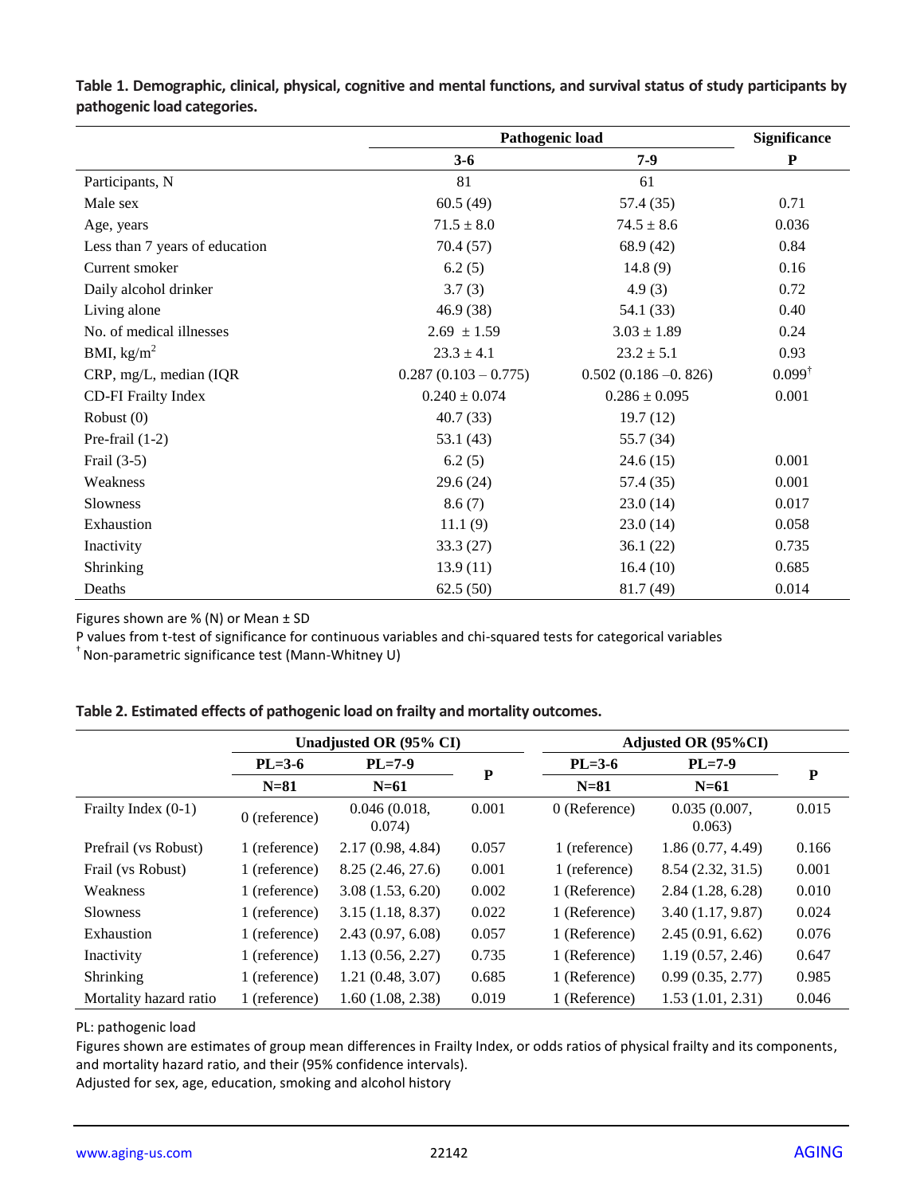**Table 1. Demographic, clinical, physical, cognitive and mental functions, and survival status of study participants by pathogenic load categories.**

| | Pathogenic load | | Significance |
|---|---|---|---|
| | 3-6 | 7-9 | P |
| Participants, N | 81 | 61 | |
| Male sex | 60.5 (49) | 57.4 (35) | 0.71 |
| Age, years | 71.5 ± 8.0 | 74.5 ± 8.6 | 0.036 |
| Less than 7 years of education | 70.4 (57) | 68.9 (42) | 0.84 |
| Current smoker | 6.2 (5) | 14.8 (9) | 0.16 |
| Daily alcohol drinker | 3.7 (3) | 4.9 (3) | 0.72 |
| Living alone | 46.9 (38) | 54.1 (33) | 0.40 |
| No. of medical illnesses | 2.69 ± 1.59 | 3.03 ± 1.89 | 0.24 |
| BMI, kg/m$^2$ | 23.3 ± 4.1 | 23.2 ± 5.1 | 0.93 |
| CRP, mg/L, median (IQR | 0.287 (0.103 – 0.775) | 0.502 (0.186 –0. 826) | 0.099[†] |
| CD-FI Frailty Index | 0.240 ± 0.074 | 0.286 ± 0.095 | 0.001 |
| Robust (0) | 40.7 (33) | 19.7 (12) | |
| Pre-frail (1-2) | 53.1 (43) | 55.7 (34) | |
| Frail (3-5) | 6.2 (5) | 24.6 (15) | 0.001 |
| Weakness | 29.6 (24) | 57.4 (35) | 0.001 |
| Slowness | 8.6 (7) | 23.0 (14) | 0.017 |
| Exhaustion | 11.1 (9) | 23.0 (14) | 0.058 |
| Inactivity | 33.3 (27) | 36.1 (22) | 0.735 |
| Shrinking | 13.9 (11) | 16.4 (10) | 0.685 |
| Deaths | 62.5 (50) | 81.7 (49) | 0.014 |

Figures shown are % (N) or Mean ± SD

P values from t-test of significance for continuous variables and chi-squared tests for categorical variables

[†] Non-parametric significance test (Mann-Whitney U)

**Table 2. Estimated effects of pathogenic load on frailty and mortality outcomes.**

| | Unadjusted OR (95% CI) | | | Adjusted OR (95%CI) | | |
|---|---|---|---|---|---|---|
| | PL=3-6 | PL=7-9 | P | PL=3-6 | PL=7-9 | P |
| | N=81 | N=61 | | N=81 | N=61 | |
| Frailty Index (0-1) | 0 (reference) | 0.046 (0.018, 0.074) | 0.001 | 0 (Reference) | 0.035 (0.007, 0.063) | 0.015 |
| Prefrail (vs Robust) | 1 (reference) | 2.17 (0.98, 4.84) | 0.057 | 1 (reference) | 1.86 (0.77, 4.49) | 0.166 |
| Frail (vs Robust) | 1 (reference) | 8.25 (2.46, 27.6) | 0.001 | 1 (reference) | 8.54 (2.32, 31.5) | 0.001 |
| Weakness | 1 (reference) | 3.08 (1.53, 6.20) | 0.002 | 1 (Reference) | 2.84 (1.28, 6.28) | 0.010 |
| Slowness | 1 (reference) | 3.15 (1.18, 8.37) | 0.022 | 1 (Reference) | 3.40 (1.17, 9.87) | 0.024 |
| Exhaustion | 1 (reference) | 2.43 (0.97, 6.08) | 0.057 | 1 (Reference) | 2.45 (0.91, 6.62) | 0.076 |
| Inactivity | 1 (reference) | 1.13 (0.56, 2.27) | 0.735 | 1 (Reference) | 1.19 (0.57, 2.46) | 0.647 |
| Shrinking | 1 (reference) | 1.21 (0.48, 3.07) | 0.685 | 1 (Reference) | 0.99 (0.35, 2.77) | 0.985 |
| Mortality hazard ratio | 1 (reference) | 1.60 (1.08, 2.38) | 0.019 | 1 (Reference) | 1.53 (1.01, 2.31) | 0.046 |

PL: pathogenic load

Figures shown are estimates of group mean differences in Frailty Index, or odds ratios of physical frailty and its components, and mortality hazard ratio, and their (95% confidence intervals).

Adjusted for sex, age, education, smoking and alcohol history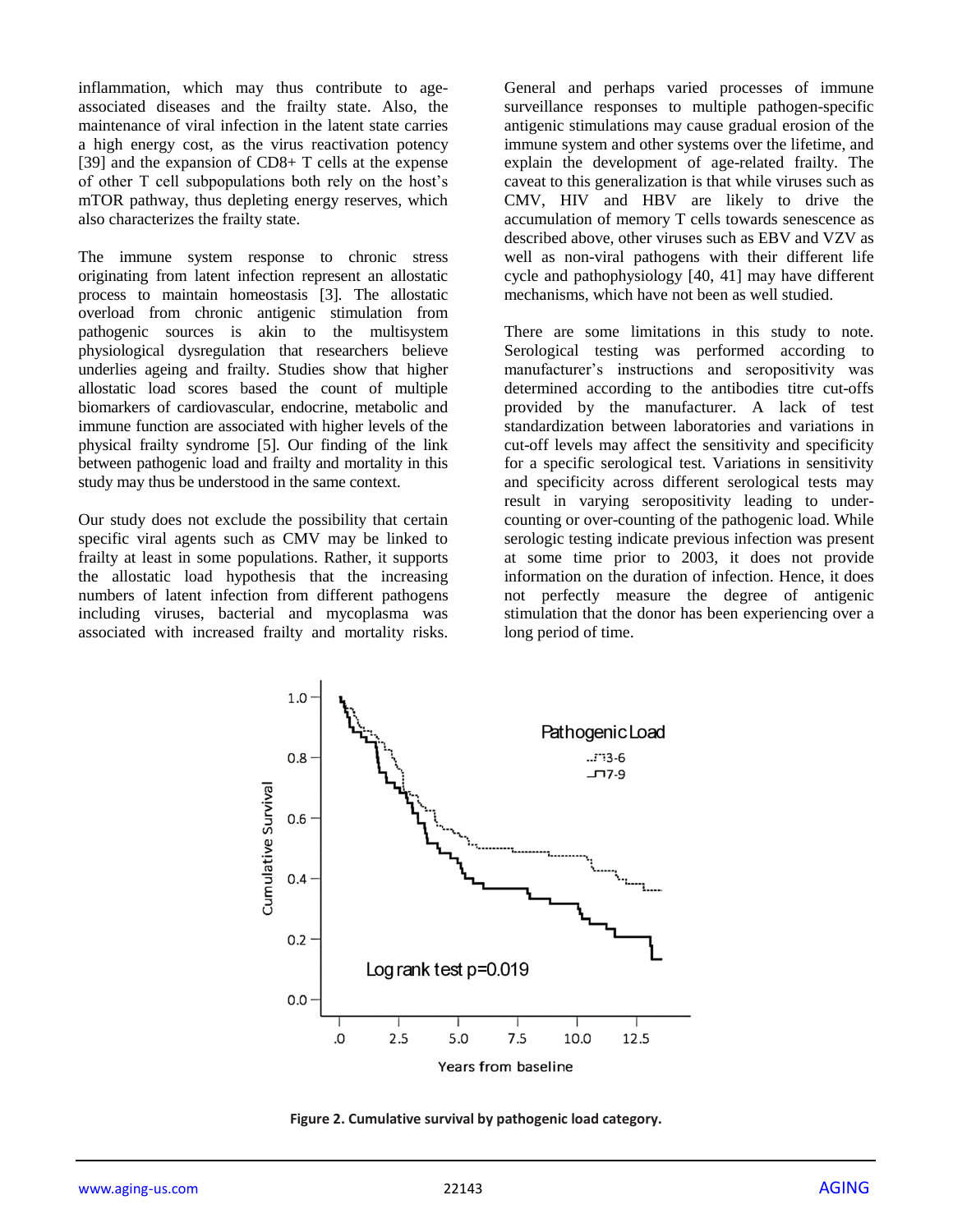inflammation, which may thus contribute to age-associated diseases and the frailty state. Also, the maintenance of viral infection in the latent state carries a high energy cost, as the virus reactivation potency [39] and the expansion of CD8+ T cells at the expense of other T cell subpopulations both rely on the host's mTOR pathway, thus depleting energy reserves, which also characterizes the frailty state.

The immune system response to chronic stress originating from latent infection represent an allostatic process to maintain homeostasis [3]. The allostatic overload from chronic antigenic stimulation from pathogenic sources is akin to the multisystem physiological dysregulation that researchers believe underlies ageing and frailty. Studies show that higher allostatic load scores based the count of multiple biomarkers of cardiovascular, endocrine, metabolic and immune function are associated with higher levels of the physical frailty syndrome [5]. Our finding of the link between pathogenic load and frailty and mortality in this study may thus be understood in the same context.

Our study does not exclude the possibility that certain specific viral agents such as CMV may be linked to frailty at least in some populations. Rather, it supports the allostatic load hypothesis that the increasing numbers of latent infection from different pathogens including viruses, bacterial and mycoplasma was associated with increased frailty and mortality risks. General and perhaps varied processes of immune surveillance responses to multiple pathogen-specific antigenic stimulations may cause gradual erosion of the immune system and other systems over the lifetime, and explain the development of age-related frailty. The caveat to this generalization is that while viruses such as CMV, HIV and HBV are likely to drive the accumulation of memory T cells towards senescence as described above, other viruses such as EBV and VZV as well as non-viral pathogens with their different life cycle and pathophysiology [40, 41] may have different mechanisms, which have not been as well studied.

There are some limitations in this study to note. Serological testing was performed according to manufacturer's instructions and seropositivity was determined according to the antibodies titre cut-offs provided by the manufacturer. A lack of test standardization between laboratories and variations in cut-off levels may affect the sensitivity and specificity for a specific serological test. Variations in sensitivity and specificity across different serological tests may result in varying seropositivity leading to under-counting or over-counting of the pathogenic load. While serologic testing indicate previous infection was present at some time prior to 2003, it does not provide information on the duration of infection. Hence, it does not perfectly measure the degree of antigenic stimulation that the donor has been experiencing over a long period of time.

**Figure 2. Cumulative survival by pathogenic load category.**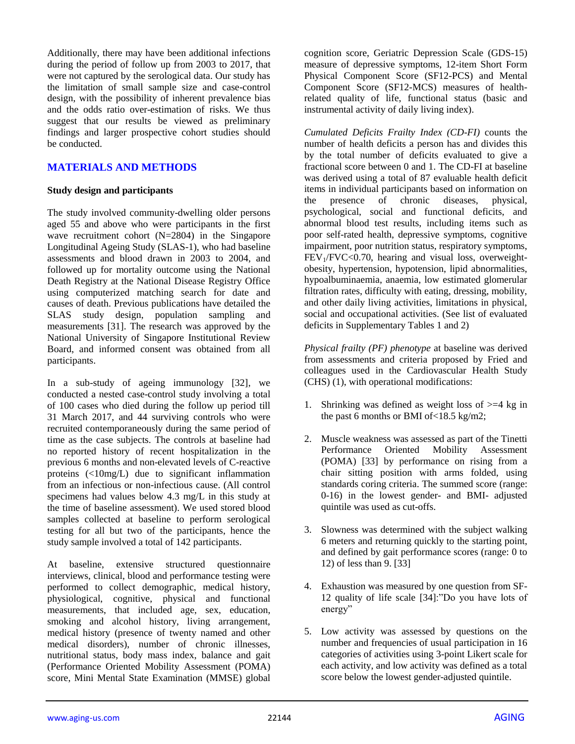Additionally, there may have been additional infections during the period of follow up from 2003 to 2017, that were not captured by the serological data. Our study has the limitation of small sample size and case-control design, with the possibility of inherent prevalence bias and the odds ratio over-estimation of risks. We thus suggest that our results be viewed as preliminary findings and larger prospective cohort studies should be conducted.

## MATERIALS AND METHODS

### Study design and participants

The study involved community-dwelling older persons aged 55 and above who were participants in the first wave recruitment cohort (N=2804) in the Singapore Longitudinal Ageing Study (SLAS-1), who had baseline assessments and blood drawn in 2003 to 2004, and followed up for mortality outcome using the National Death Registry at the National Disease Registry Office using computerized matching search for date and causes of death. Previous publications have detailed the SLAS study design, population sampling and measurements [31]. The research was approved by the National University of Singapore Institutional Review Board, and informed consent was obtained from all participants.

In a sub-study of ageing immunology [32], we conducted a nested case-control study involving a total of 100 cases who died during the follow up period till 31 March 2017, and 44 surviving controls who were recruited contemporaneously during the same period of time as the case subjects. The controls at baseline had no reported history of recent hospitalization in the previous 6 months and non-elevated levels of C-reactive proteins (<10mg/L) due to significant inflammation from an infectious or non-infectious cause. (All control specimens had values below 4.3 mg/L in this study at the time of baseline assessment). We used stored blood samples collected at baseline to perform serological testing for all but two of the participants, hence the study sample involved a total of 142 participants.

At baseline, extensive structured questionnaire interviews, clinical, blood and performance testing were performed to collect demographic, medical history, physiological, cognitive, physical and functional measurements, that included age, sex, education, smoking and alcohol history, living arrangement, medical history (presence of twenty named and other medical disorders), number of chronic illnesses, nutritional status, body mass index, balance and gait (Performance Oriented Mobility Assessment (POMA) score, Mini Mental State Examination (MMSE) global cognition score, Geriatric Depression Scale (GDS-15) measure of depressive symptoms, 12-item Short Form Physical Component Score (SF12-PCS) and Mental Component Score (SF12-MCS) measures of health-related quality of life, functional status (basic and instrumental activity of daily living index).

*Cumulated Deficits Frailty Index (CD-FI)* counts the number of health deficits a person has and divides this by the total number of deficits evaluated to give a fractional score between 0 and 1. The CD-FI at baseline was derived using a total of 87 evaluable health deficit items in individual participants based on information on the presence of chronic diseases, physical, psychological, social and functional deficits, and abnormal blood test results, including items such as poor self-rated health, depressive symptoms, cognitive impairment, poor nutrition status, respiratory symptoms, $FEV_1/FVC<0.70$, hearing and visual loss, overweight-obesity, hypertension, hypotension, lipid abnormalities, hypoalbuminaemia, anaemia, low estimated glomerular filtration rates, difficulty with eating, dressing, mobility, and other daily living activities, limitations in physical, social and occupational activities. (See list of evaluated deficits in Supplementary Tables 1 and 2)

*Physical frailty (PF) phenotype* at baseline was derived from assessments and criteria proposed by Fried and colleagues used in the Cardiovascular Health Study (CHS) (1), with operational modifications:

1. Shrinking was defined as weight loss of >=4 kg in the past 6 months or BMI of<18.5 kg/m2;
2. Muscle weakness was assessed as part of the Tinetti Performance Oriented Mobility Assessment (POMA) [33] by performance on rising from a chair sitting position with arms folded, using standards coring criteria. The summed score (range: 0-16) in the lowest gender- and BMI- adjusted quintile was used as cut-offs.
3. Slowness was determined with the subject walking 6 meters and returning quickly to the starting point, and defined by gait performance scores (range: 0 to 12) of less than 9. [33]
4. Exhaustion was measured by one question from SF-12 quality of life scale [34]:"Do you have lots of energy"
5. Low activity was assessed by questions on the number and frequencies of usual participation in 16 categories of activities using 3-point Likert scale for each activity, and low activity was defined as a total score below the lowest gender-adjusted quintile.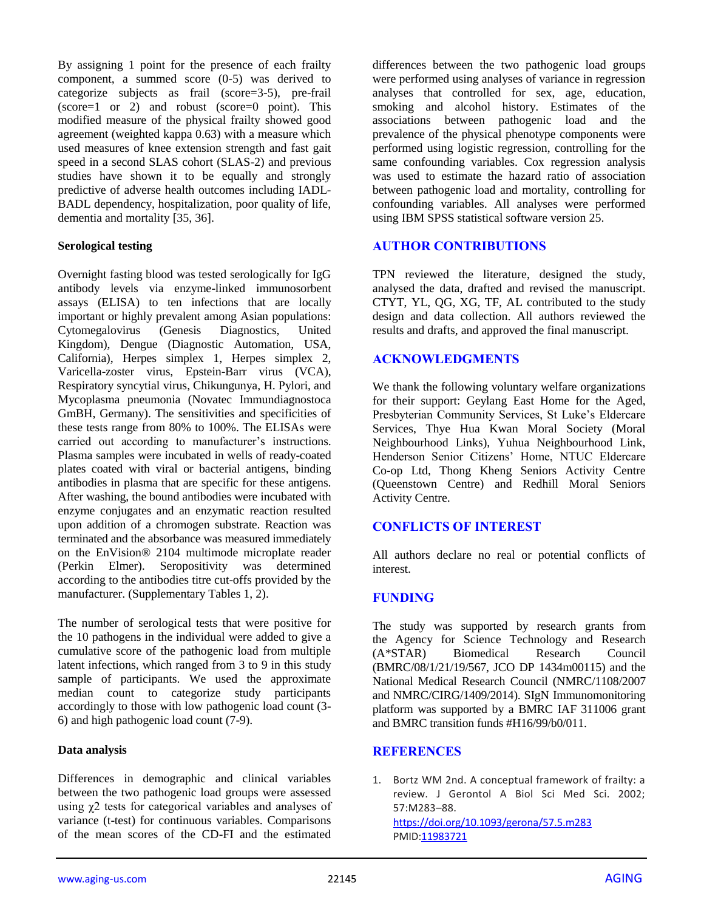By assigning 1 point for the presence of each frailty component, a summed score (0-5) was derived to categorize subjects as frail (score=3-5), pre-frail (score=1 or 2) and robust (score=0 point). This modified measure of the physical frailty showed good agreement (weighted kappa 0.63) with a measure which used measures of knee extension strength and fast gait speed in a second SLAS cohort (SLAS-2) and previous studies have shown it to be equally and strongly predictive of adverse health outcomes including IADL-BADL dependency, hospitalization, poor quality of life, dementia and mortality [35, 36].

### Serological testing

Overnight fasting blood was tested serologically for IgG antibody levels via enzyme-linked immunosorbent assays (ELISA) to ten infections that are locally important or highly prevalent among Asian populations: Cytomegalovirus (Genesis Diagnostics, United Kingdom), Dengue (Diagnostic Automation, USA, California), Herpes simplex 1, Herpes simplex 2, Varicella-zoster virus, Epstein-Barr virus (VCA), Respiratory syncytial virus, Chikungunya, H. Pylori, and Mycoplasma pneumonia (Novatec Immundiagnostoca GmBH, Germany). The sensitivities and specificities of these tests range from 80% to 100%. The ELISAs were carried out according to manufacturer's instructions. Plasma samples were incubated in wells of ready-coated plates coated with viral or bacterial antigens, binding antibodies in plasma that are specific for these antigens. After washing, the bound antibodies were incubated with enzyme conjugates and an enzymatic reaction resulted upon addition of a chromogen substrate. Reaction was terminated and the absorbance was measured immediately on the EnVision® 2104 multimode microplate reader (Perkin Elmer). Seropositivity was determined according to the antibodies titre cut-offs provided by the manufacturer. (Supplementary Tables 1, 2).

The number of serological tests that were positive for the 10 pathogens in the individual were added to give a cumulative score of the pathogenic load from multiple latent infections, which ranged from 3 to 9 in this study sample of participants. We used the approximate median count to categorize study participants accordingly to those with low pathogenic load count (3-6) and high pathogenic load count (7-9).

### Data analysis

Differences in demographic and clinical variables between the two pathogenic load groups were assessed using $\chi2$ tests for categorical variables and analyses of variance (t-test) for continuous variables. Comparisons of the mean scores of the CD-FI and the estimated differences between the two pathogenic load groups were performed using analyses of variance in regression analyses that controlled for sex, age, education, smoking and alcohol history. Estimates of the associations between pathogenic load and the prevalence of the physical phenotype components were performed using logistic regression, controlling for the same confounding variables. Cox regression analysis was used to estimate the hazard ratio of association between pathogenic load and mortality, controlling for confounding variables. All analyses were performed using IBM SPSS statistical software version 25.

## AUTHOR CONTRIBUTIONS

TPN reviewed the literature, designed the study, analysed the data, drafted and revised the manuscript. CTYT, YL, QG, XG, TF, AL contributed to the study design and data collection. All authors reviewed the results and drafts, and approved the final manuscript.

## ACKNOWLEDGMENTS

We thank the following voluntary welfare organizations for their support: Geylang East Home for the Aged, Presbyterian Community Services, St Luke's Eldercare Services, Thye Hua Kwan Moral Society (Moral Neighbourhood Links), Yuhua Neighbourhood Link, Henderson Senior Citizens' Home, NTUC Eldercare Co-op Ltd, Thong Kheng Seniors Activity Centre (Queenstown Centre) and Redhill Moral Seniors Activity Centre.

## CONFLICTS OF INTEREST

All authors declare no real or potential conflicts of interest.

## FUNDING

The study was supported by research grants from the Agency for Science Technology and Research (A*STAR) Biomedical Research Council (BMRC/08/1/21/19/567, JCO DP 1434m00115) and the National Medical Research Council (NMRC/1108/2007 and NMRC/CIRG/1409/2014). SIgN Immunomonitoring platform was supported by a BMRC IAF 311006 grant and BMRC transition funds #H16/99/b0/011.

## REFERENCES

1. Bortz WM 2nd. A conceptual framework of frailty: a review. J Gerontol A Biol Sci Med Sci. 2002; 57:M283–88. https://doi.org/10.1093/gerona/57.5.m283 PMID:11983721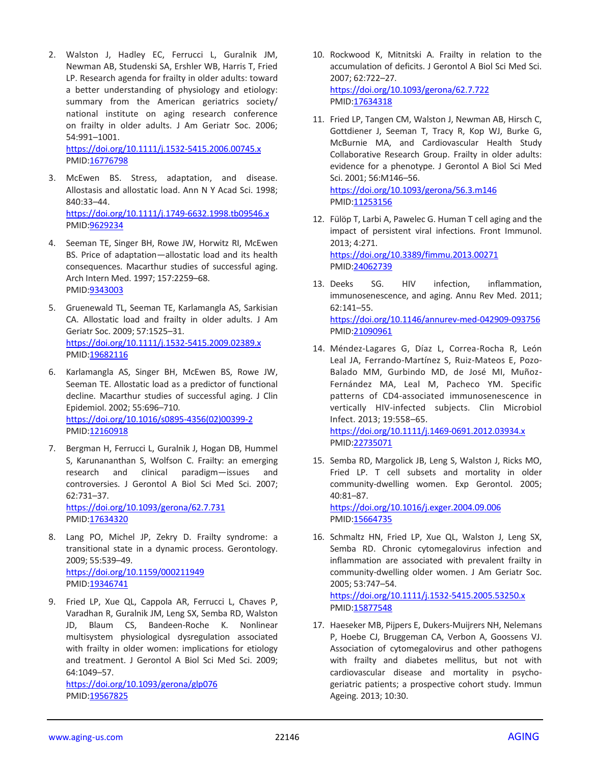2. Walston J, Hadley EC, Ferrucci L, Guralnik JM, Newman AB, Studenski SA, Ershler WB, Harris T, Fried LP. Research agenda for frailty in older adults: toward a better understanding of physiology and etiology: summary from the American geriatrics society/ national institute on aging research conference on frailty in older adults. J Am Geriatr Soc. 2006; 54:991–1001.
   https://doi.org/10.1111/j.1532-5415.2006.00745.x
   PMID:16776798

3. McEwen BS. Stress, adaptation, and disease. Allostasis and allostatic load. Ann N Y Acad Sci. 1998; 840:33–44.
   https://doi.org/10.1111/j.1749-6632.1998.tb09546.x
   PMID:9629234

4. Seeman TE, Singer BH, Rowe JW, Horwitz RI, McEwen BS. Price of adaptation—allostatic load and its health consequences. Macarthur studies of successful aging. Arch Intern Med. 1997; 157:2259–68.
   PMID:9343003

5. Gruenewald TL, Seeman TE, Karlamangla AS, Sarkisian CA. Allostatic load and frailty in older adults. J Am Geriatr Soc. 2009; 57:1525–31.
   https://doi.org/10.1111/j.1532-5415.2009.02389.x
   PMID:19682116

6. Karlamangla AS, Singer BH, McEwen BS, Rowe JW, Seeman TE. Allostatic load as a predictor of functional decline. Macarthur studies of successful aging. J Clin Epidemiol. 2002; 55:696–710.
   https://doi.org/10.1016/s0895-4356(02)00399-2
   PMID:12160918

7. Bergman H, Ferrucci L, Guralnik J, Hogan DB, Hummel S, Karunananthan S, Wolfson C. Frailty: an emerging research and clinical paradigm—issues and controversies. J Gerontol A Biol Sci Med Sci. 2007; 62:731–37.
   https://doi.org/10.1093/gerona/62.7.731
   PMID:17634320

8. Lang PO, Michel JP, Zekry D. Frailty syndrome: a transitional state in a dynamic process. Gerontology. 2009; 55:539–49.
   https://doi.org/10.1159/000211949
   PMID:19346741

9. Fried LP, Xue QL, Cappola AR, Ferrucci L, Chaves P, Varadhan R, Guralnik JM, Leng SX, Semba RD, Walston JD, Blaum CS, Bandeen-Roche K. Nonlinear multisystem physiological dysregulation associated with frailty in older women: implications for etiology and treatment. J Gerontol A Biol Sci Med Sci. 2009; 64:1049–57.
   https://doi.org/10.1093/gerona/glp076
   PMID:19567825

10. Rockwood K, Mitnitski A. Frailty in relation to the accumulation of deficits. J Gerontol A Biol Sci Med Sci. 2007; 62:722–27.
    https://doi.org/10.1093/gerona/62.7.722
    PMID:17634318

11. Fried LP, Tangen CM, Walston J, Newman AB, Hirsch C, Gottdiener J, Seeman T, Tracy R, Kop WJ, Burke G, McBurnie MA, and Cardiovascular Health Study Collaborative Research Group. Frailty in older adults: evidence for a phenotype. J Gerontol A Biol Sci Med Sci. 2001; 56:M146–56.
    https://doi.org/10.1093/gerona/56.3.m146
    PMID:11253156

12. Fülöp T, Larbi A, Pawelec G. Human T cell aging and the impact of persistent viral infections. Front Immunol. 2013; 4:271.
    https://doi.org/10.3389/fimmu.2013.00271
    PMID:24062739

13. Deeks SG. HIV infection, inflammation, immunosenescence, and aging. Annu Rev Med. 2011; 62:141–55.
    https://doi.org/10.1146/annurev-med-042909-093756
    PMID:21090961

14. Méndez-Lagares G, Díaz L, Correa-Rocha R, León Leal JA, Ferrando-Martínez S, Ruiz-Mateos E, Pozo-Balado MM, Gurbindo MD, de José MI, Muñoz-Fernández MA, Leal M, Pacheco YM. Specific patterns of CD4-associated immunosenescence in vertically HIV-infected subjects. Clin Microbiol Infect. 2013; 19:558–65.
    https://doi.org/10.1111/j.1469-0691.2012.03934.x
    PMID:22735071

15. Semba RD, Margolick JB, Leng S, Walston J, Ricks MO, Fried LP. T cell subsets and mortality in older community-dwelling women. Exp Gerontol. 2005; 40:81–87.
    https://doi.org/10.1016/j.exger.2004.09.006
    PMID:15664735

16. Schmaltz HN, Fried LP, Xue QL, Walston J, Leng SX, Semba RD. Chronic cytomegalovirus infection and inflammation are associated with prevalent frailty in community-dwelling older women. J Am Geriatr Soc. 2005; 53:747–54.
    https://doi.org/10.1111/j.1532-5415.2005.53250.x
    PMID:15877548

17. Haeseker MB, Pijpers E, Dukers-Muijrers NH, Nelemans P, Hoebe CJ, Bruggeman CA, Verbon A, Goossens VJ. Association of cytomegalovirus and other pathogens with frailty and diabetes mellitus, but not with cardiovascular disease and mortality in psycho-geriatric patients; a prospective cohort study. Immun Ageing. 2013; 10:30.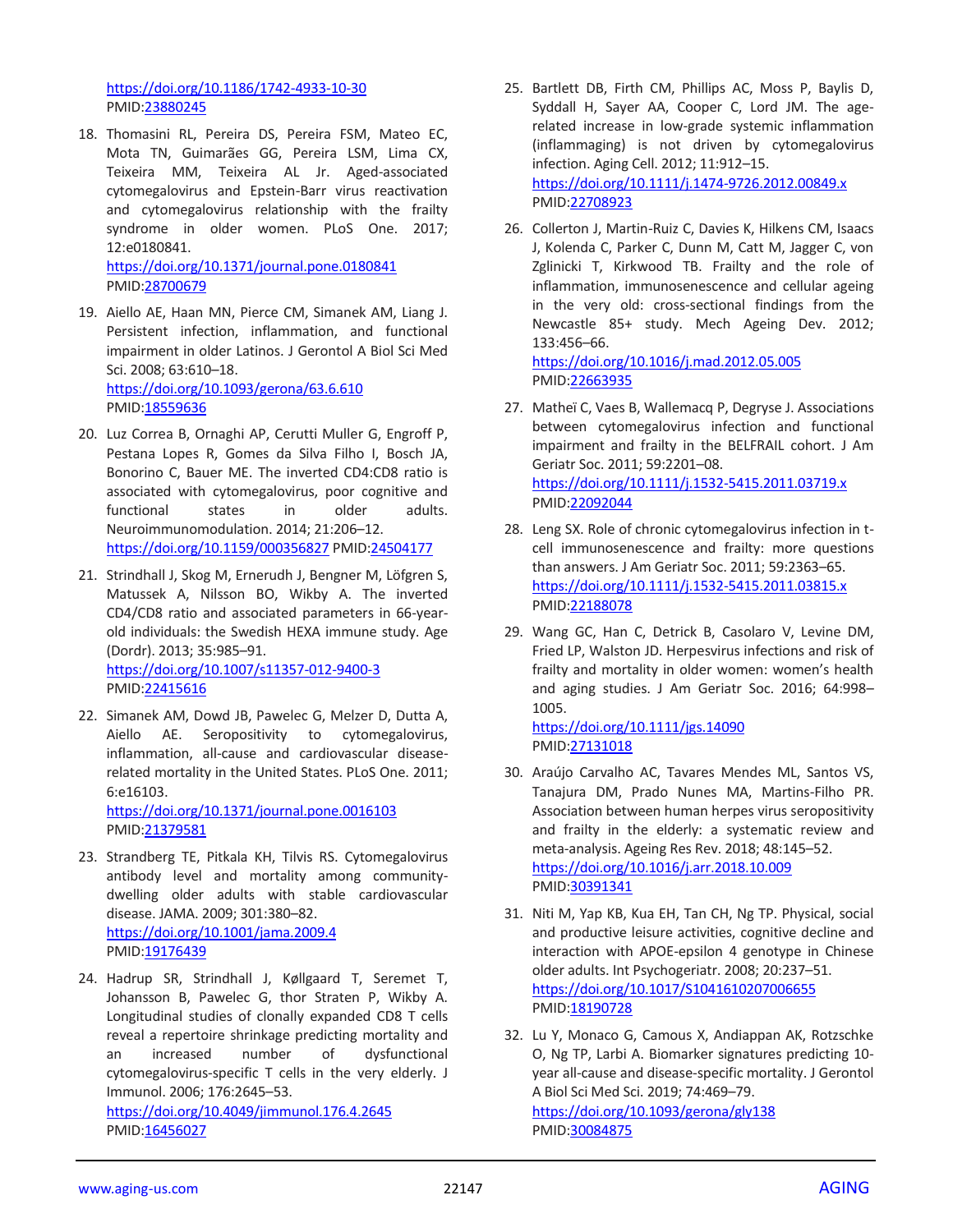https://doi.org/10.1186/1742-4933-10-30
PMID:23880245

18. Thomasini RL, Pereira DS, Pereira FSM, Mateo EC, Mota TN, Guimarães GG, Pereira LSM, Lima CX, Teixeira MM, Teixeira AL Jr. Aged-associated cytomegalovirus and Epstein-Barr virus reactivation and cytomegalovirus relationship with the frailty syndrome in older women. PLoS One. 2017; 12:e0180841.
https://doi.org/10.1371/journal.pone.0180841
PMID:28700679

19. Aiello AE, Haan MN, Pierce CM, Simanek AM, Liang J. Persistent infection, inflammation, and functional impairment in older Latinos. J Gerontol A Biol Sci Med Sci. 2008; 63:610–18.
https://doi.org/10.1093/gerona/63.6.610
PMID:18559636

20. Luz Correa B, Ornaghi AP, Cerutti Muller G, Engroff P, Pestana Lopes R, Gomes da Silva Filho I, Bosch JA, Bonorino C, Bauer ME. The inverted CD4:CD8 ratio is associated with cytomegalovirus, poor cognitive and functional states in older adults. Neuroimmunomodulation. 2014; 21:206–12.
https://doi.org/10.1159/000356827 PMID:24504177

21. Strindhall J, Skog M, Ernerudh J, Bengner M, Löfgren S, Matussek A, Nilsson BO, Wikby A. The inverted CD4/CD8 ratio and associated parameters in 66-year-old individuals: the Swedish HEXA immune study. Age (Dordr). 2013; 35:985–91.
https://doi.org/10.1007/s11357-012-9400-3
PMID:22415616

22. Simanek AM, Dowd JB, Pawelec G, Melzer D, Dutta A, Aiello AE. Seropositivity to cytomegalovirus, inflammation, all-cause and cardiovascular disease-related mortality in the United States. PLoS One. 2011; 6:e16103.
https://doi.org/10.1371/journal.pone.0016103
PMID:21379581

23. Strandberg TE, Pitkala KH, Tilvis RS. Cytomegalovirus antibody level and mortality among community-dwelling older adults with stable cardiovascular disease. JAMA. 2009; 301:380–82.
https://doi.org/10.1001/jama.2009.4
PMID:19176439

24. Hadrup SR, Strindhall J, Køllgaard T, Seremet T, Johansson B, Pawelec G, thor Straten P, Wikby A. Longitudinal studies of clonally expanded CD8 T cells reveal a repertoire shrinkage predicting mortality and an increased number of dysfunctional cytomegalovirus-specific T cells in the very elderly. J Immunol. 2006; 176:2645–53.
https://doi.org/10.4049/jimmunol.176.4.2645
PMID:16456027

25. Bartlett DB, Firth CM, Phillips AC, Moss P, Baylis D, Syddall H, Sayer AA, Cooper C, Lord JM. The age-related increase in low-grade systemic inflammation (inflammaging) is not driven by cytomegalovirus infection. Aging Cell. 2012; 11:912–15.
https://doi.org/10.1111/j.1474-9726.2012.00849.x
PMID:22708923

26. Collerton J, Martin-Ruiz C, Davies K, Hilkens CM, Isaacs J, Kolenda C, Parker C, Dunn M, Catt M, Jagger C, von Zglinicki T, Kirkwood TB. Frailty and the role of inflammation, immunosenescence and cellular ageing in the very old: cross-sectional findings from the Newcastle 85+ study. Mech Ageing Dev. 2012; 133:456–66.
https://doi.org/10.1016/j.mad.2012.05.005
PMID:22663935

27. Matheï C, Vaes B, Wallemacq P, Degryse J. Associations between cytomegalovirus infection and functional impairment and frailty in the BELFRAIL cohort. J Am Geriatr Soc. 2011; 59:2201–08.
https://doi.org/10.1111/j.1532-5415.2011.03719.x
PMID:22092044

28. Leng SX. Role of chronic cytomegalovirus infection in t-cell immunosenescence and frailty: more questions than answers. J Am Geriatr Soc. 2011; 59:2363–65.
https://doi.org/10.1111/j.1532-5415.2011.03815.x
PMID:22188078

29. Wang GC, Han C, Detrick B, Casolaro V, Levine DM, Fried LP, Walston JD. Herpesvirus infections and risk of frailty and mortality in older women: women's health and aging studies. J Am Geriatr Soc. 2016; 64:998–1005.
https://doi.org/10.1111/jgs.14090
PMID:27131018

30. Araújo Carvalho AC, Tavares Mendes ML, Santos VS, Tanajura DM, Prado Nunes MA, Martins-Filho PR. Association between human herpes virus seropositivity and frailty in the elderly: a systematic review and meta-analysis. Ageing Res Rev. 2018; 48:145–52.
https://doi.org/10.1016/j.arr.2018.10.009
PMID:30391341

31. Niti M, Yap KB, Kua EH, Tan CH, Ng TP. Physical, social and productive leisure activities, cognitive decline and interaction with APOE-epsilon 4 genotype in Chinese older adults. Int Psychogeriatr. 2008; 20:237–51.
https://doi.org/10.1017/S1041610207006655
PMID:18190728

32. Lu Y, Monaco G, Camous X, Andiappan AK, Rotzschke O, Ng TP, Larbi A. Biomarker signatures predicting 10-year all-cause and disease-specific mortality. J Gerontol A Biol Sci Med Sci. 2019; 74:469–79.
https://doi.org/10.1093/gerona/gly138
PMID:30084875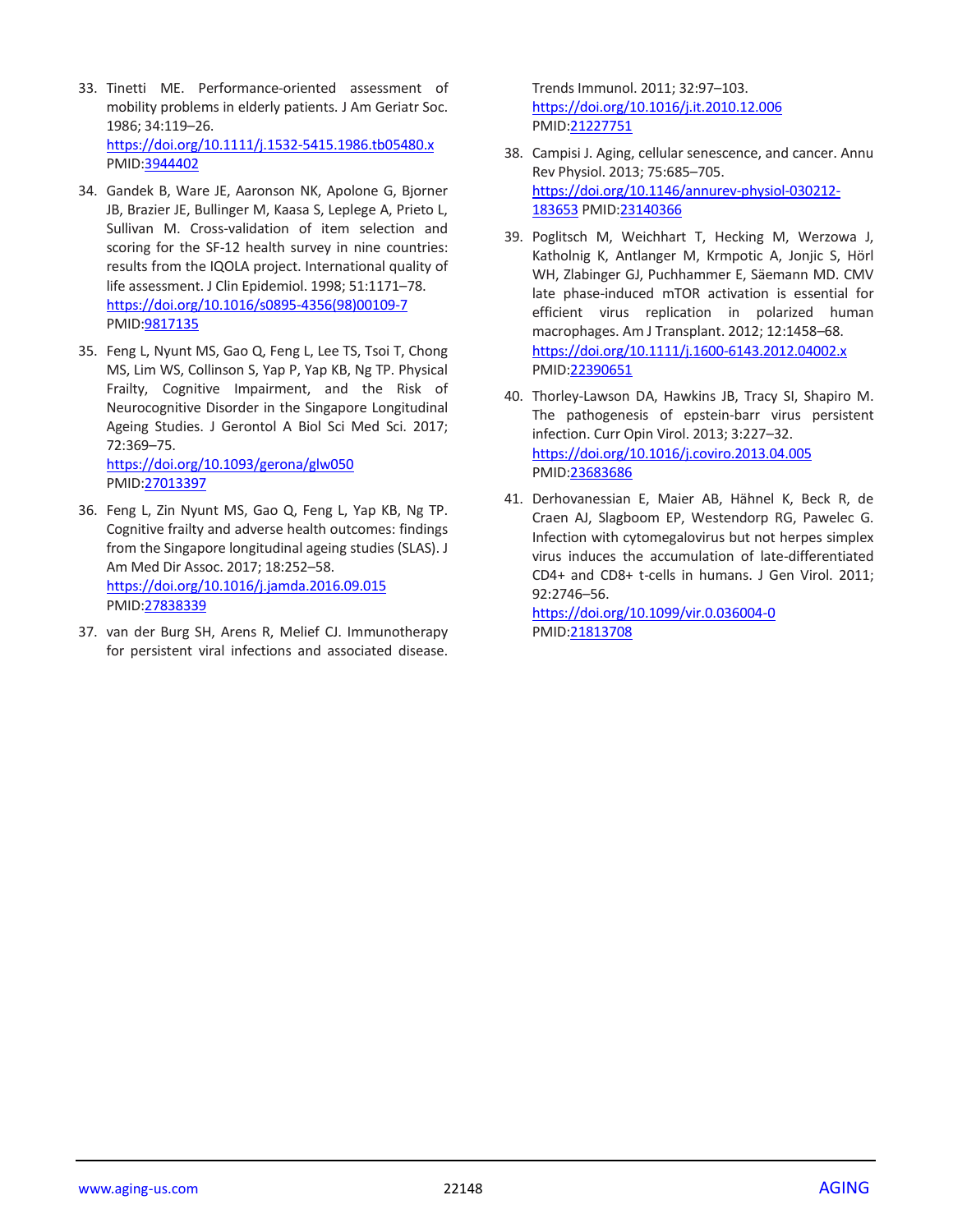33. Tinetti ME. Performance-oriented assessment of mobility problems in elderly patients. J Am Geriatr Soc. 1986; 34:119–26. https://doi.org/10.1111/j.1532-5415.1986.tb05480.x PMID:3944402

34. Gandek B, Ware JE, Aaronson NK, Apolone G, Bjorner JB, Brazier JE, Bullinger M, Kaasa S, Leplege A, Prieto L, Sullivan M. Cross-validation of item selection and scoring for the SF-12 health survey in nine countries: results from the IQOLA project. International quality of life assessment. J Clin Epidemiol. 1998; 51:1171–78. https://doi.org/10.1016/s0895-4356(98)00109-7 PMID:9817135

35. Feng L, Nyunt MS, Gao Q, Feng L, Lee TS, Tsoi T, Chong MS, Lim WS, Collinson S, Yap P, Yap KB, Ng TP. Physical Frailty, Cognitive Impairment, and the Risk of Neurocognitive Disorder in the Singapore Longitudinal Ageing Studies. J Gerontol A Biol Sci Med Sci. 2017; 72:369–75. https://doi.org/10.1093/gerona/glw050 PMID:27013397

36. Feng L, Zin Nyunt MS, Gao Q, Feng L, Yap KB, Ng TP. Cognitive frailty and adverse health outcomes: findings from the Singapore longitudinal ageing studies (SLAS). J Am Med Dir Assoc. 2017; 18:252–58. https://doi.org/10.1016/j.jamda.2016.09.015 PMID:27838339

37. van der Burg SH, Arens R, Melief CJ. Immunotherapy for persistent viral infections and associated disease. Trends Immunol. 2011; 32:97–103. https://doi.org/10.1016/j.it.2010.12.006 PMID:21227751

38. Campisi J. Aging, cellular senescence, and cancer. Annu Rev Physiol. 2013; 75:685–705. https://doi.org/10.1146/annurev-physiol-030212-183653 PMID:23140366

39. Poglitsch M, Weichhart T, Hecking M, Werzowa J, Katholnig K, Antlanger M, Krmpotic A, Jonjic S, Hörl WH, Zlabinger GJ, Puchhammer E, Säemann MD. CMV late phase-induced mTOR activation is essential for efficient virus replication in polarized human macrophages. Am J Transplant. 2012; 12:1458–68. https://doi.org/10.1111/j.1600-6143.2012.04002.x PMID:22390651

40. Thorley-Lawson DA, Hawkins JB, Tracy SI, Shapiro M. The pathogenesis of epstein-barr virus persistent infection. Curr Opin Virol. 2013; 3:227–32. https://doi.org/10.1016/j.coviro.2013.04.005 PMID:23683686

41. Derhovanessian E, Maier AB, Hähnel K, Beck R, de Craen AJ, Slagboom EP, Westendorp RG, Pawelec G. Infection with cytomegalovirus but not herpes simplex virus induces the accumulation of late-differentiated CD4+ and CD8+ t-cells in humans. J Gen Virol. 2011; 92:2746–56. https://doi.org/10.1099/vir.0.036004-0 PMID:21813708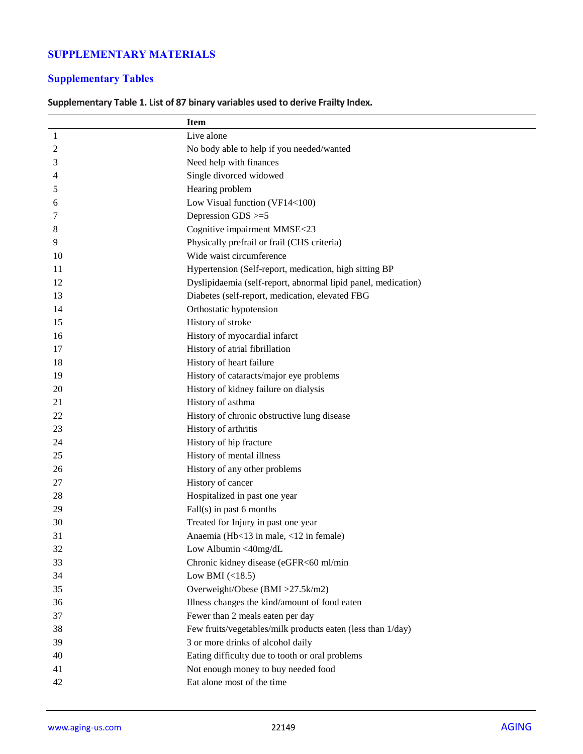## SUPPLEMENTARY MATERIALS

## Supplementary Tables

**Supplementary Table 1. List of 87 binary variables used to derive Frailty Index.**

| | Item |
|---|---|
| 1 | Live alone |
| 2 | No body able to help if you needed/wanted |
| 3 | Need help with finances |
| 4 | Single divorced widowed |
| 5 | Hearing problem |
| 6 | Low Visual function (VF14<100) |
| 7 | Depression GDS >=5 |
| 8 | Cognitive impairment MMSE<23 |
| 9 | Physically prefrail or frail (CHS criteria) |
| 10 | Wide waist circumference |
| 11 | Hypertension (Self-report, medication, high sitting BP |
| 12 | Dyslipidaemia (self-report, abnormal lipid panel, medication) |
| 13 | Diabetes (self-report, medication, elevated FBG |
| 14 | Orthostatic hypotension |
| 15 | History of stroke |
| 16 | History of myocardial infarct |
| 17 | History of atrial fibrillation |
| 18 | History of heart failure |
| 19 | History of cataracts/major eye problems |
| 20 | History of kidney failure on dialysis |
| 21 | History of asthma |
| 22 | History of chronic obstructive lung disease |
| 23 | History of arthritis |
| 24 | History of hip fracture |
| 25 | History of mental illness |
| 26 | History of any other problems |
| 27 | History of cancer |
| 28 | Hospitalized in past one year |
| 29 | Fall(s) in past 6 months |
| 30 | Treated for Injury in past one year |
| 31 | Anaemia (Hb<13 in male, <12 in female) |
| 32 | Low Albumin <40mg/dL |
| 33 | Chronic kidney disease (eGFR<60 ml/min |
| 34 | Low BMI (<18.5) |
| 35 | Overweight/Obese (BMI >27.5k/m2) |
| 36 | Illness changes the kind/amount of food eaten |
| 37 | Fewer than 2 meals eaten per day |
| 38 | Few fruits/vegetables/milk products eaten (less than 1/day) |
| 39 | 3 or more drinks of alcohol daily |
| 40 | Eating difficulty due to tooth or oral problems |
| 41 | Not enough money to buy needed food |
| 42 | Eat alone most of the time |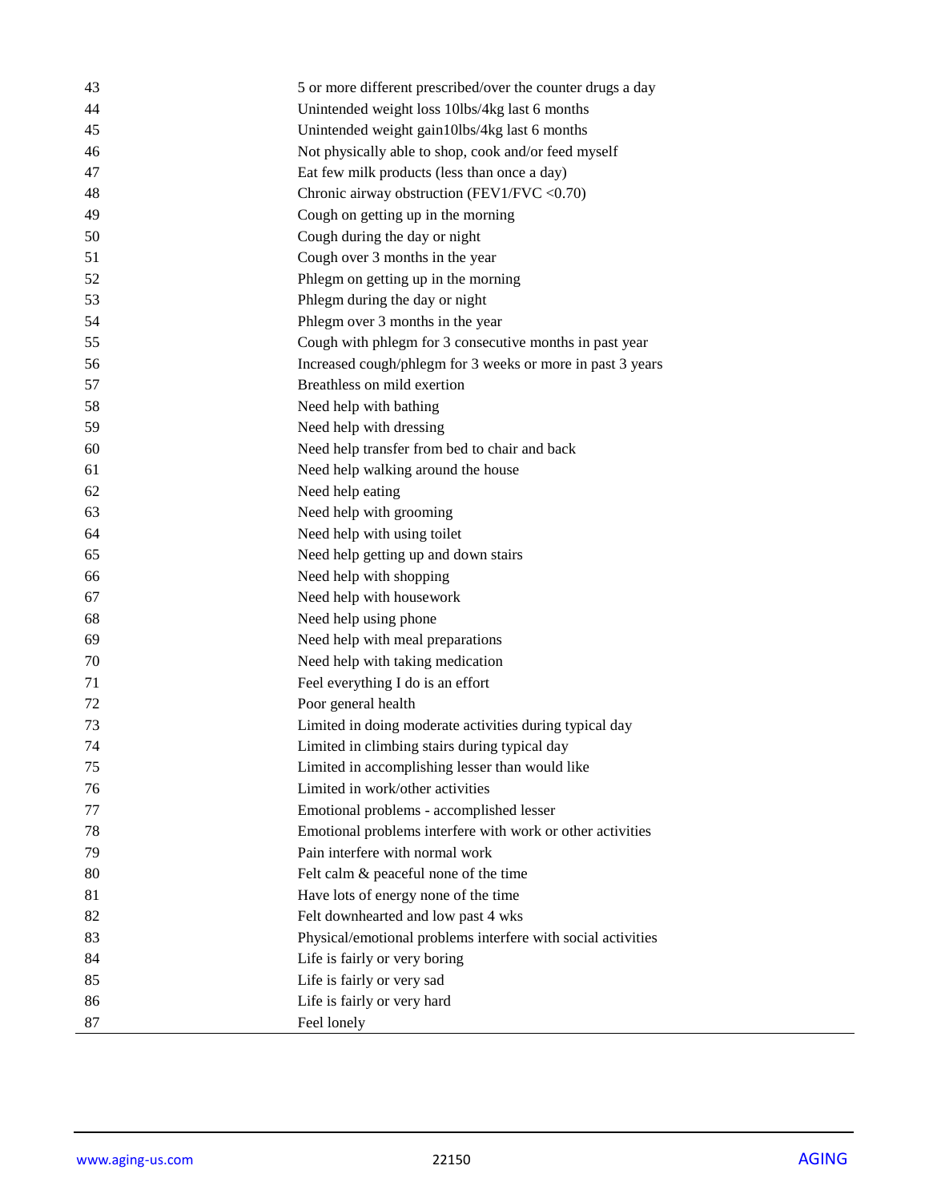| | |
|---|---|
| 43 | 5 or more different prescribed/over the counter drugs a day |
| 44 | Unintended weight loss 10lbs/4kg last 6 months |
| 45 | Unintended weight gain10lbs/4kg last 6 months |
| 46 | Not physically able to shop, cook and/or feed myself |
| 47 | Eat few milk products (less than once a day) |
| 48 | Chronic airway obstruction (FEV1/FVC <0.70) |
| 49 | Cough on getting up in the morning |
| 50 | Cough during the day or night |
| 51 | Cough over 3 months in the year |
| 52 | Phlegm on getting up in the morning |
| 53 | Phlegm during the day or night |
| 54 | Phlegm over 3 months in the year |
| 55 | Cough with phlegm for 3 consecutive months in past year |
| 56 | Increased cough/phlegm for 3 weeks or more in past 3 years |
| 57 | Breathless on mild exertion |
| 58 | Need help with bathing |
| 59 | Need help with dressing |
| 60 | Need help transfer from bed to chair and back |
| 61 | Need help walking around the house |
| 62 | Need help eating |
| 63 | Need help with grooming |
| 64 | Need help with using toilet |
| 65 | Need help getting up and down stairs |
| 66 | Need help with shopping |
| 67 | Need help with housework |
| 68 | Need help using phone |
| 69 | Need help with meal preparations |
| 70 | Need help with taking medication |
| 71 | Feel everything I do is an effort |
| 72 | Poor general health |
| 73 | Limited in doing moderate activities during typical day |
| 74 | Limited in climbing stairs during typical day |
| 75 | Limited in accomplishing lesser than would like |
| 76 | Limited in work/other activities |
| 77 | Emotional problems - accomplished lesser |
| 78 | Emotional problems interfere with work or other activities |
| 79 | Pain interfere with normal work |
| 80 | Felt calm & peaceful none of the time |
| 81 | Have lots of energy none of the time |
| 82 | Felt downhearted and low past 4 wks |
| 83 | Physical/emotional problems interfere with social activities |
| 84 | Life is fairly or very boring |
| 85 | Life is fairly or very sad |
| 86 | Life is fairly or very hard |
| 87 | Feel lonely |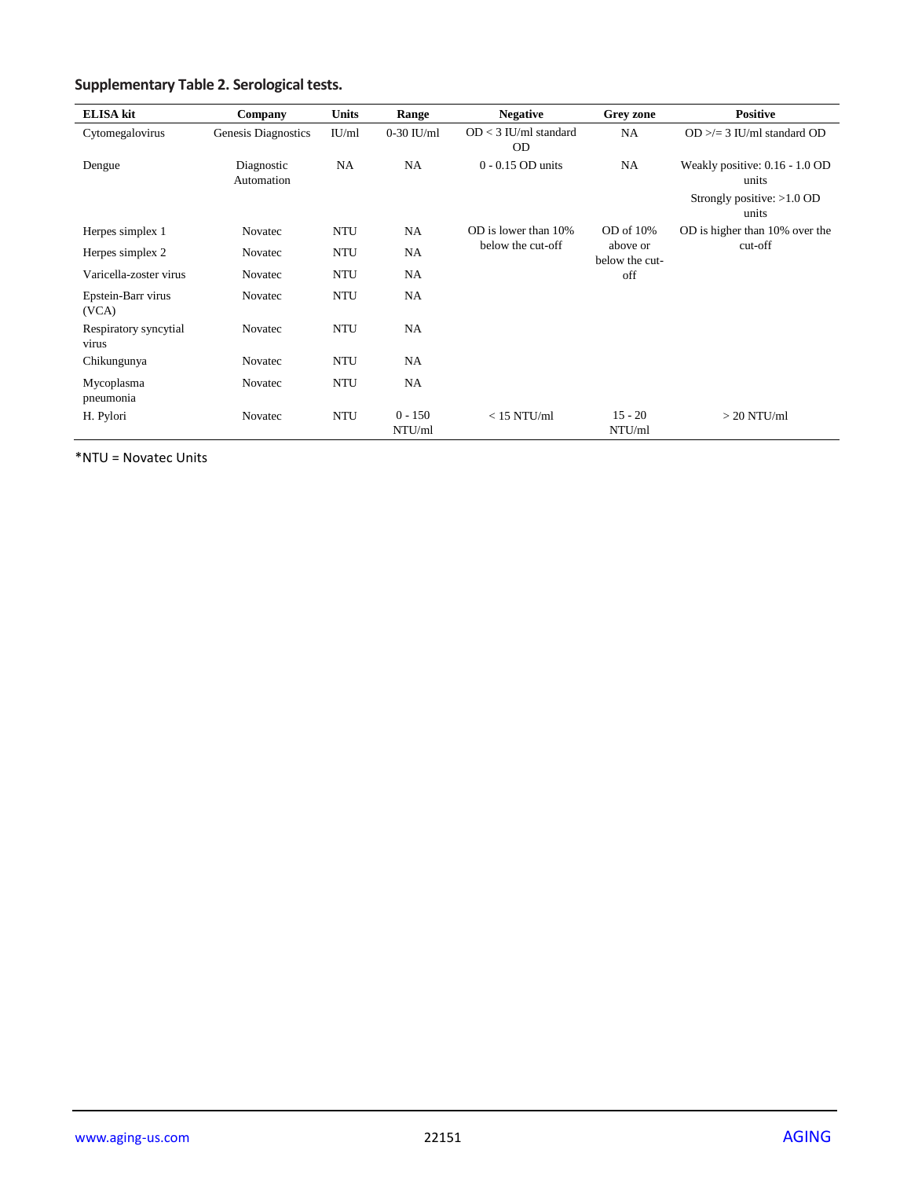**Supplementary Table 2. Serological tests.**

| ELISA kit | Company | Units | Range | Negative | Grey zone | Positive |
|---|---|---|---|---|---|---|
| Cytomegalovirus | Genesis Diagnostics | IU/ml | 0-30 IU/ml | OD < 3 IU/ml standard OD | NA | OD >/= 3 IU/ml standard OD |
| Dengue | Diagnostic Automation | NA | NA | 0 - 0.15 OD units | NA | Weakly positive: 0.16 - 1.0 OD units<br>Strongly positive: >1.0 OD units |
| Herpes simplex 1 | Novatec | NTU | NA | OD is lower than 10% below the cut-off | OD of 10% above or below the cut-off | OD is higher than 10% over the cut-off |
| Herpes simplex 2 | Novatec | NTU | NA | | | |
| Varicella-zoster virus | Novatec | NTU | NA | | | |
| Epstein-Barr virus (VCA) | Novatec | NTU | NA | | | |
| Respiratory syncytial virus | Novatec | NTU | NA | | | |
| Chikungunya | Novatec | NTU | NA | | | |
| Mycoplasma pneumonia | Novatec | NTU | NA | | | |
| H. Pylori | Novatec | NTU | 0 - 150 NTU/ml | < 15 NTU/ml | 15 - 20 NTU/ml | > 20 NTU/ml |

*NTU = Novatec Units